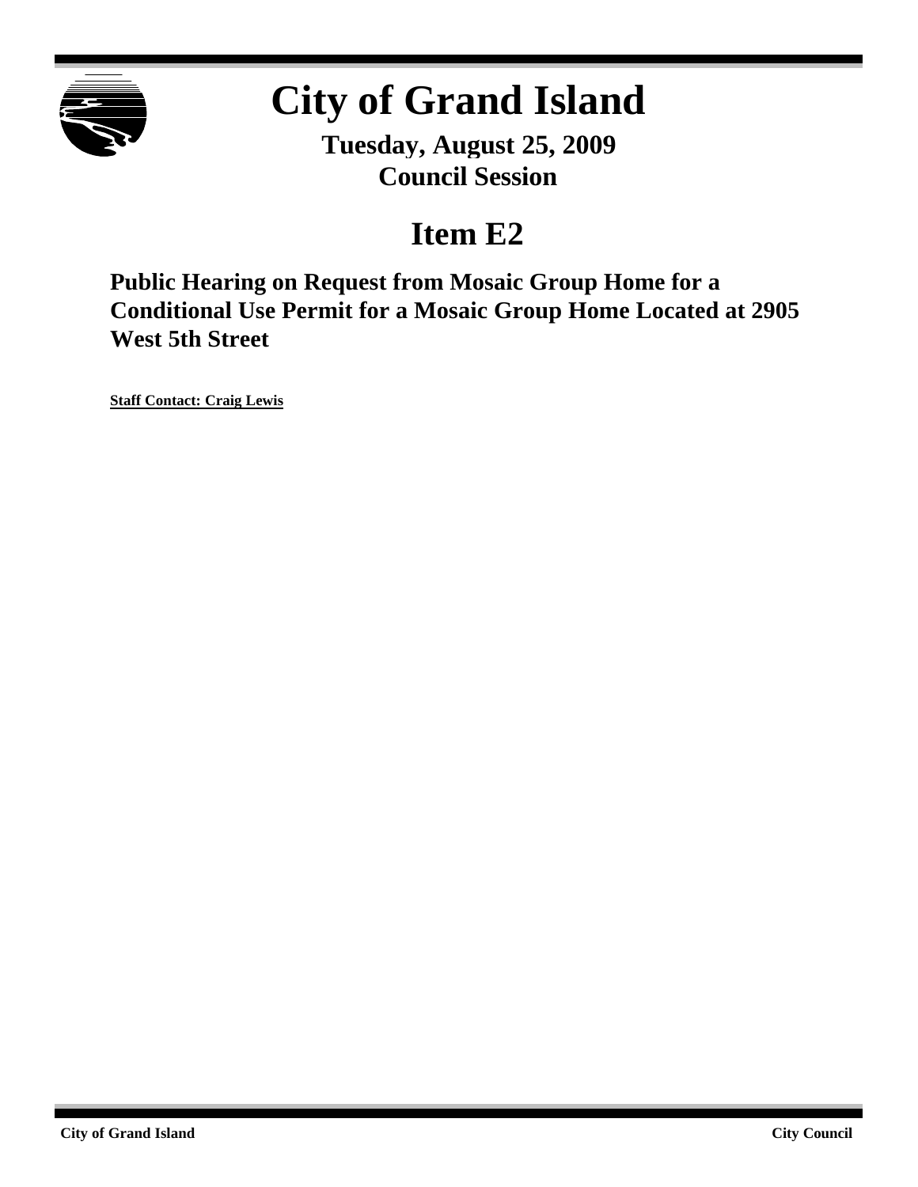# City of Grand Island

**Tuesday, August 25, 2009**
**Council Session**

## Item E2

### Public Hearing on Request from Mosaic Group Home for a Conditional Use Permit for a Mosaic Group Home Located at 2905 West 5th Street

**Staff Contact: Craig Lewis**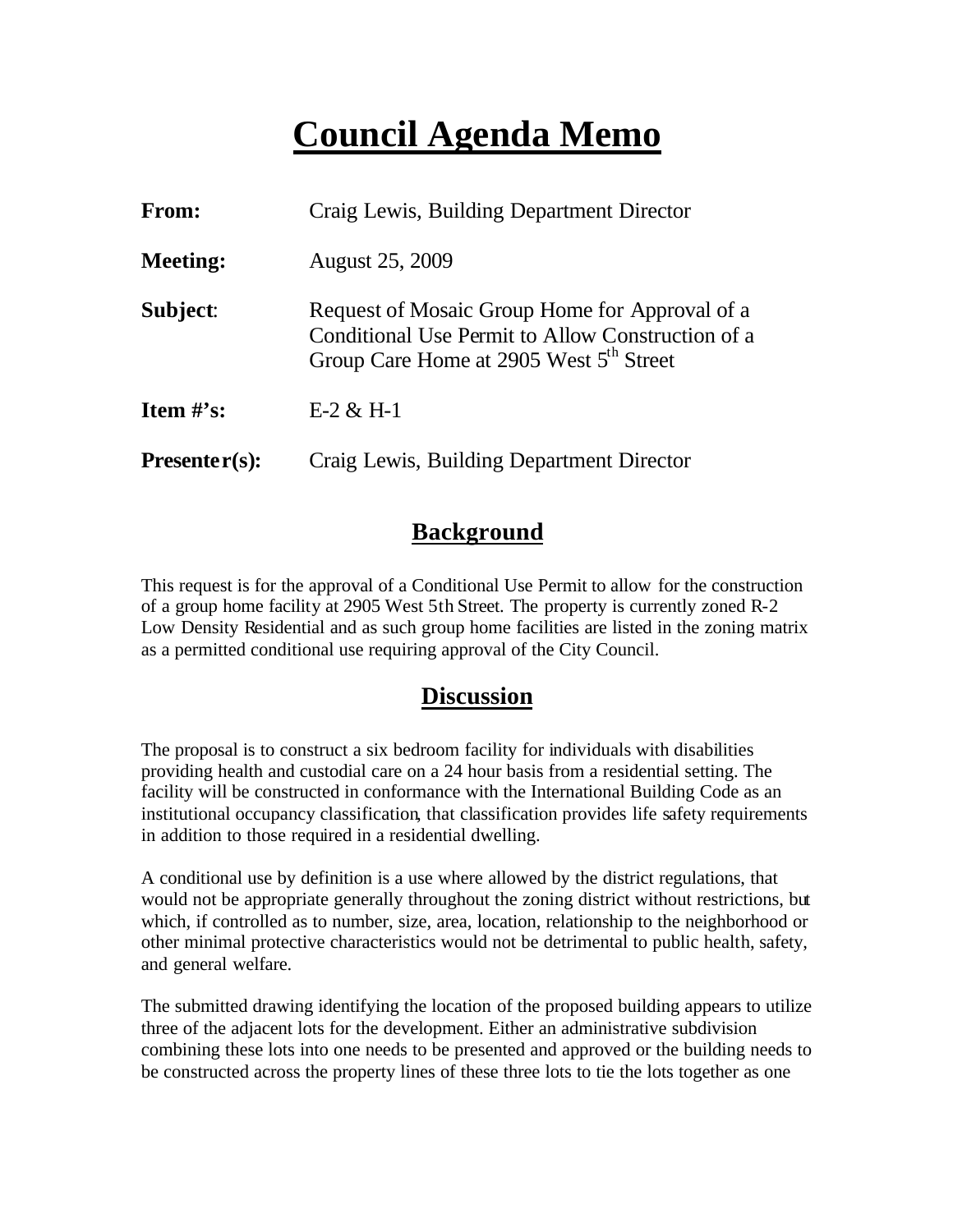# Council Agenda Memo

**From:** Craig Lewis, Building Department Director

**Meeting:** August 25, 2009

**Subject:** Request of Mosaic Group Home for Approval of a Conditional Use Permit to Allow Construction of a Group Care Home at 2905 West 5th Street

**Item #'s:** E-2 & H-1

**Presenter(s):** Craig Lewis, Building Department Director

## Background

This request is for the approval of a Conditional Use Permit to allow for the construction of a group home facility at 2905 West 5th Street. The property is currently zoned R-2 Low Density Residential and as such group home facilities are listed in the zoning matrix as a permitted conditional use requiring approval of the City Council.

## Discussion

The proposal is to construct a six bedroom facility for individuals with disabilities providing health and custodial care on a 24 hour basis from a residential setting. The facility will be constructed in conformance with the International Building Code as an institutional occupancy classification, that classification provides life safety requirements in addition to those required in a residential dwelling.

A conditional use by definition is a use where allowed by the district regulations, that would not be appropriate generally throughout the zoning district without restrictions, but which, if controlled as to number, size, area, location, relationship to the neighborhood or other minimal protective characteristics would not be detrimental to public health, safety, and general welfare.

The submitted drawing identifying the location of the proposed building appears to utilize three of the adjacent lots for the development. Either an administrative subdivision combining these lots into one needs to be presented and approved or the building needs to be constructed across the property lines of these three lots to tie the lots together as one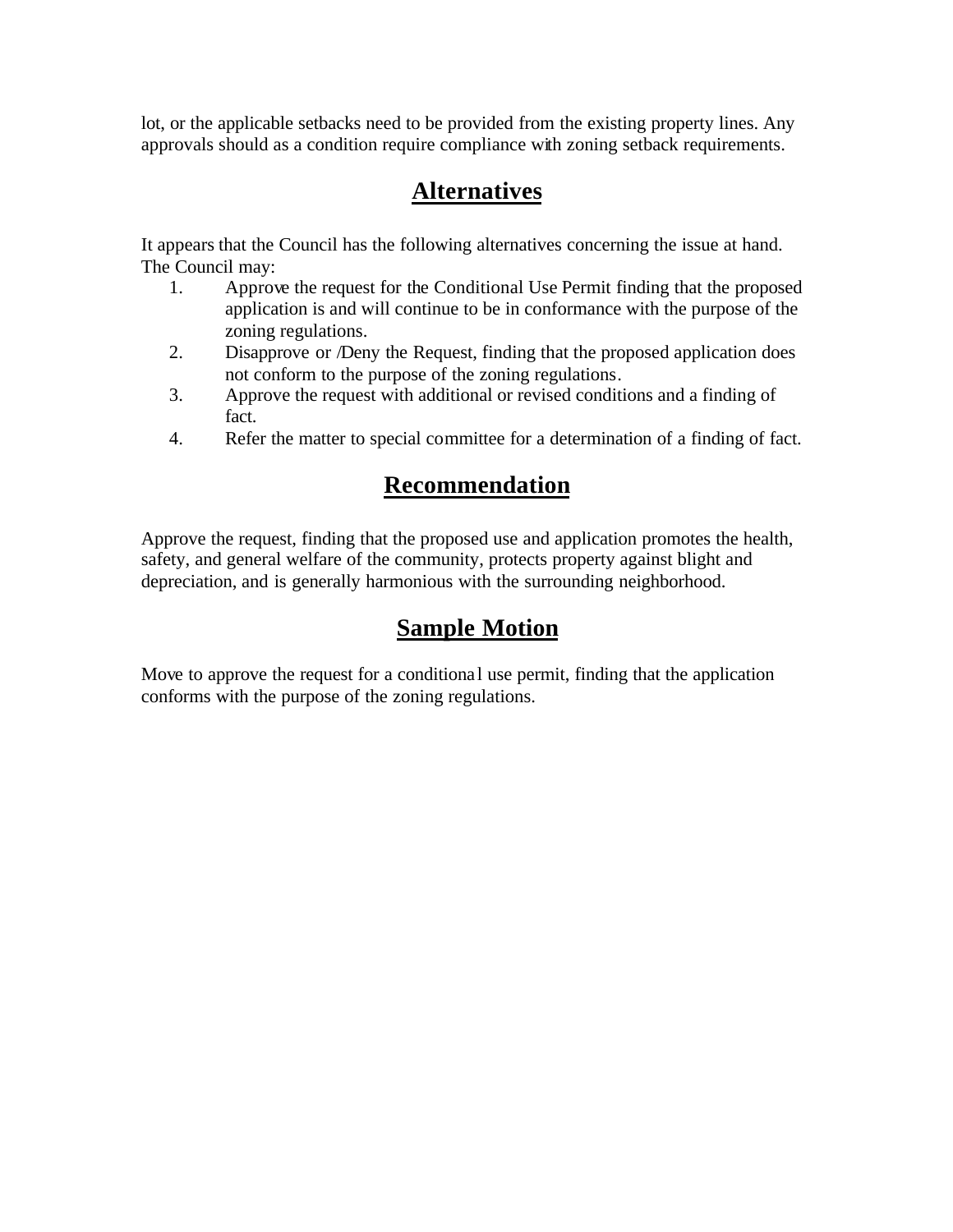lot, or the applicable setbacks need to be provided from the existing property lines. Any approvals should as a condition require compliance with zoning setback requirements.

## Alternatives

It appears that the Council has the following alternatives concerning the issue at hand. The Council may:

1. Approve the request for the Conditional Use Permit finding that the proposed application is and will continue to be in conformance with the purpose of the zoning regulations.
2. Disapprove or /Deny the Request, finding that the proposed application does not conform to the purpose of the zoning regulations.
3. Approve the request with additional or revised conditions and a finding of fact.
4. Refer the matter to special committee for a determination of a finding of fact.

## Recommendation

Approve the request, finding that the proposed use and application promotes the health, safety, and general welfare of the community, protects property against blight and depreciation, and is generally harmonious with the surrounding neighborhood.

## Sample Motion

Move to approve the request for a conditional use permit, finding that the application conforms with the purpose of the zoning regulations.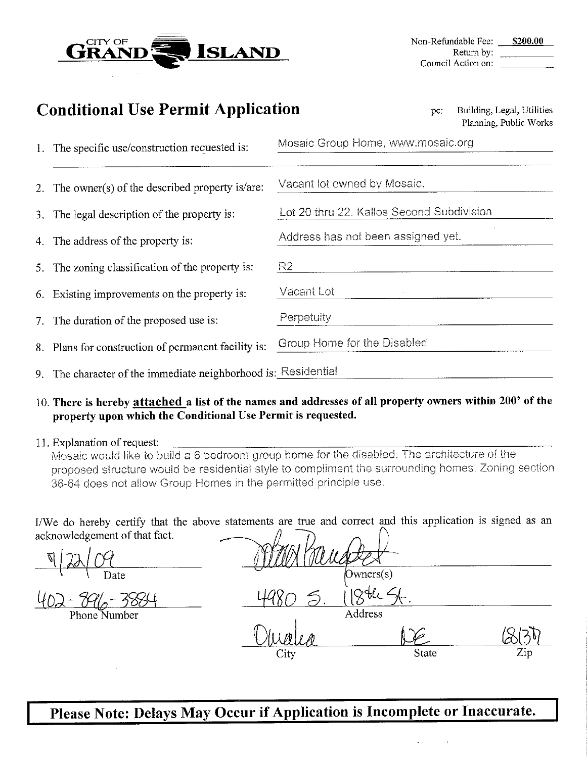CITY OF **GRAND ISLAND**

Non-Refundable Fee: **$200.00**
Return by: ________
Council Action on: ________

## Conditional Use Permit Application

pc: Building, Legal, Utilities
Planning, Public Works

1. The specific use/construction requested is: Mosaic Group Home, www.mosaic.org
2. The owner(s) of the described property is/are: Vacant lot owned by Mosaic.
3. The legal description of the property is: Lot 20 thru 22. Kallos Second Subdivision
4. The address of the property is: Address has not been assigned yet.
5. The zoning classification of the property is: R2
6. Existing improvements on the property is: Vacant Lot
7. The duration of the proposed use is: Perpetuity
8. Plans for construction of permanent facility is: Group Home for the Disabled
9. The character of the immediate neighborhood is: Residential
10. **There is hereby attached a list of the names and addresses of all property owners within 200' of the property upon which the Conditional Use Permit is requested.**
11. Explanation of request:
    Mosaic would like to build a 6 bedroom group home for the disabled. The architecture of the proposed structure would be residential style to compliment the surrounding homes. Zoning section 36-64 does not allow Group Homes in the permitted principle use.

I/We do hereby certify that the above statements are true and correct and this application is signed as an acknowledgement of that fact.

9/22/09
Date

402-896-3884
Phone Number

[signature]
Owners(s)

4980 S. 118th St.
Address

Omaha | NE | 68137
City | State | Zip

**Please Note: Delays May Occur if Application is Incomplete or Inaccurate.**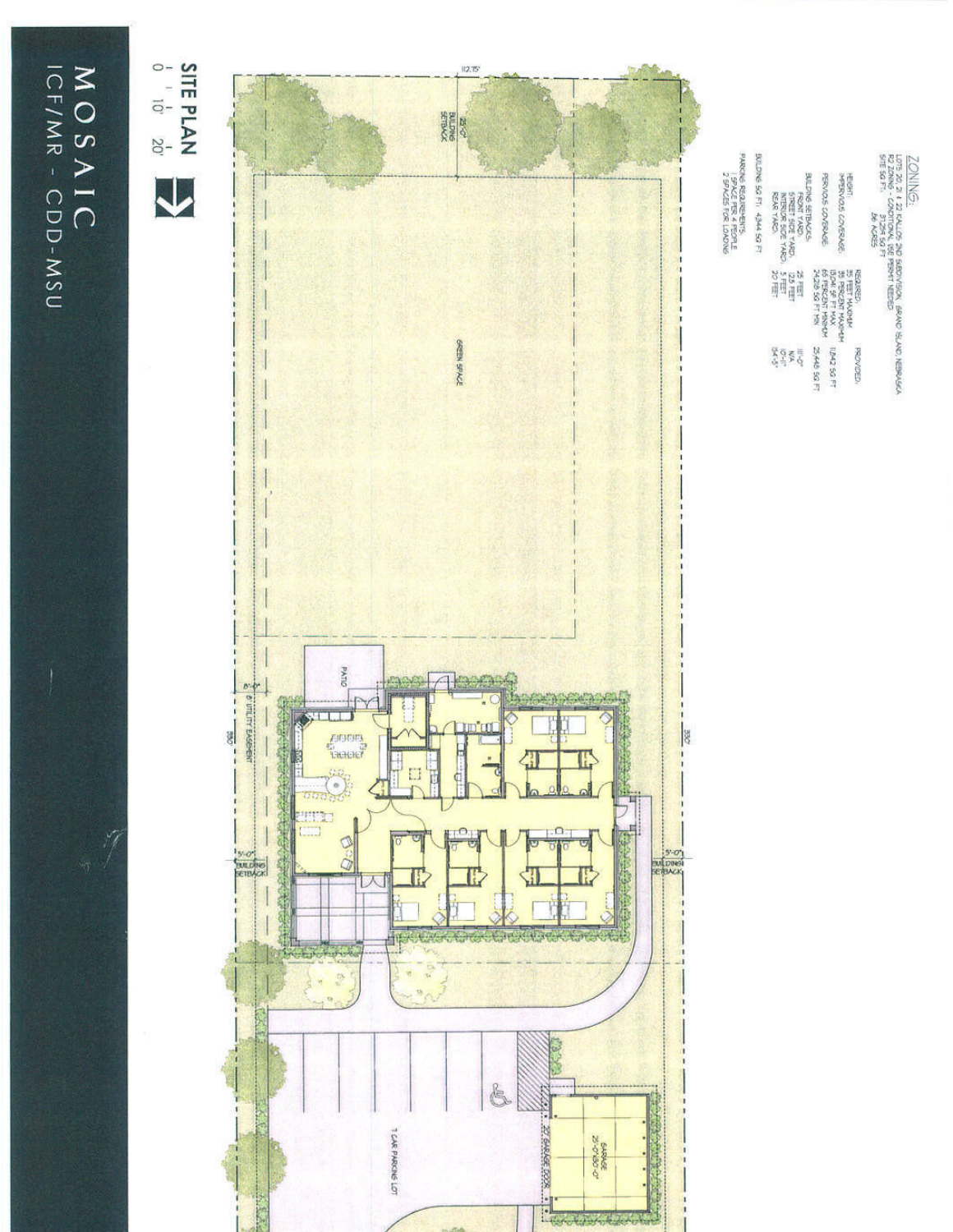# MOSAIC

ICF/MR - CDD-MSU

## SITE PLAN

0 10' 20'

ZONING:

LOTS 20, 21 & 22 KALLOS 2ND SUBDIVISION, GRAND ISLAND, NEBRASKA
R2 ZONING - CONDITIONAL USE PERMIT NEEDED
SITE SQ FT: 37,259 SQ FT
.86 ACRES

| | REQUIRED: | PROVIDED: |
|---|---|---|
| HEIGHT | 35 FEET MAXIMUM | |
| IMPERVIOUS COVERAGE | 35 PERCENT MAXIMUM 13,041 SF FT MAX | 11,842 SQ FT |
| PERVIOUS COVERAGE | 65 PERCENT MINIMUM 24,218 SQ FT MIN | 25,446 SQ FT |
| BUILDING SETBACKS: | | |
| FRONT YARD | 25 FEET | 111'-0" |
| STREET SIDE YARD | 12.5 FEET | N/A |
| INTERIOR SIDE YARD | 5 FEET | 10'-11" |
| REAR YARD | 20 FEET | 54'-5" |

BUILDING SQ FT: 4,344 SQ FT

PARKING REQUIREMENTS:
1 SPACE PER 4 PEOPLE
2 SPACES FOR LOADING

112.75'

25'-0" BUILDING SETBACK

GREEN SPACE

PATIO

8'-0" 8' UTILITY EASEMENT

330'

5'-0" BUILDING SETBACK

5'-0" BUILDING SETBACK

7 CAR PARKING LOT

20' GARAGE DOOR

GARAGE 25'-0"x30'-0"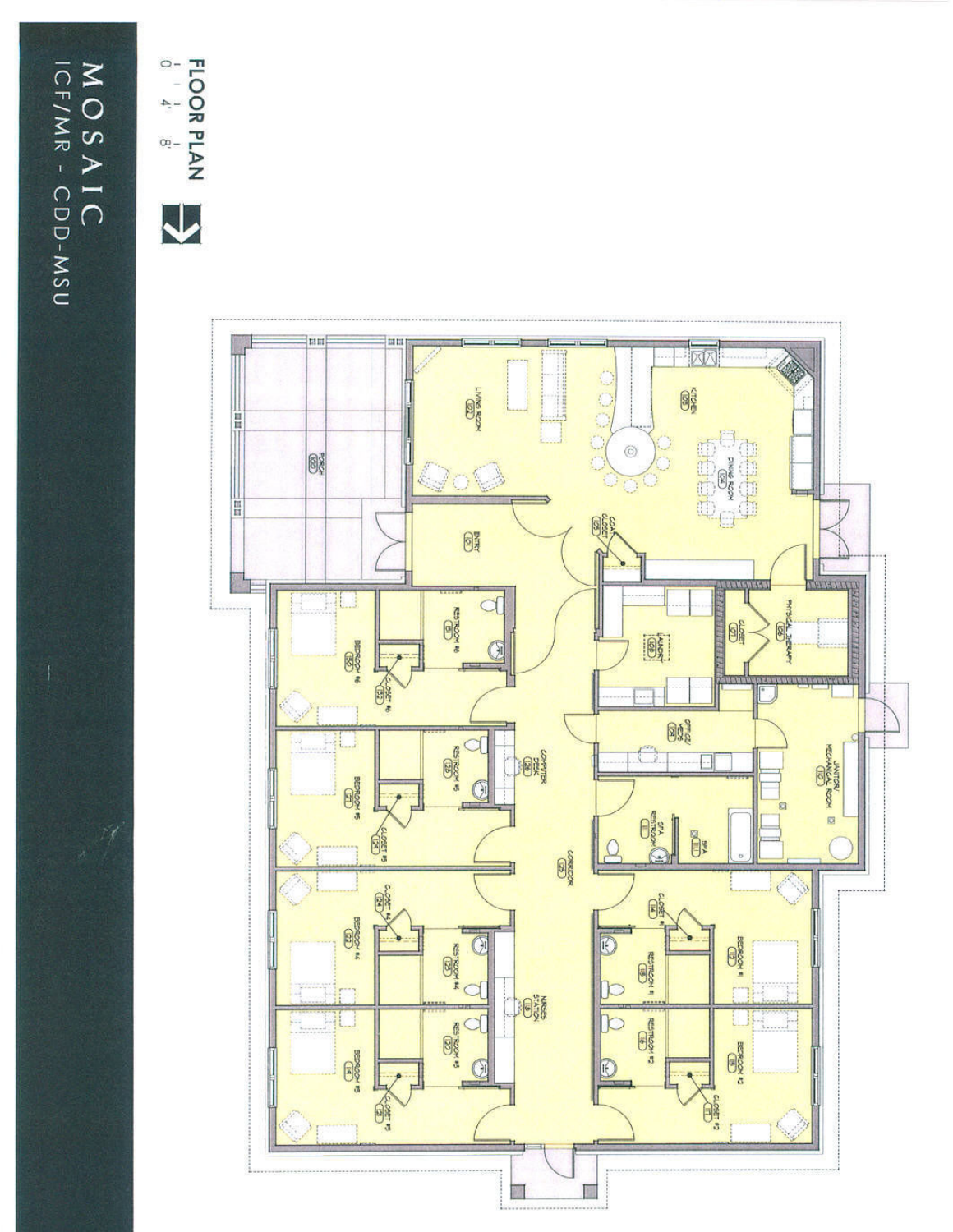# MOSAIC

ICF/MR - CDD-MSU

## FLOOR PLAN

0' 4' 8'

LIVING ROOM

KITCHEN

DINING ROOM

PORCH

ENTRY

COAT CLOSET

LAUNDRY

CLOSET

PHYSICAL THERAPY

OFFICE/ MEDS

JANITOR/ MECHANICAL ROOM

SPA RESTROOM

SPA

COMPUTER DESK

CORRIDOR

NURSES STATION

BEDROOM #6

RESTROOM #6

CLOSET #6

BEDROOM #5

RESTROOM #5

CLOSET #5

BEDROOM #4

RESTROOM #4

CLOSET #4

BEDROOM #3

RESTROOM #3

CLOSET #3

BEDROOM #1

RESTROOM #1

CLOSET #1

BEDROOM #2

RESTROOM #2

CLOSET #2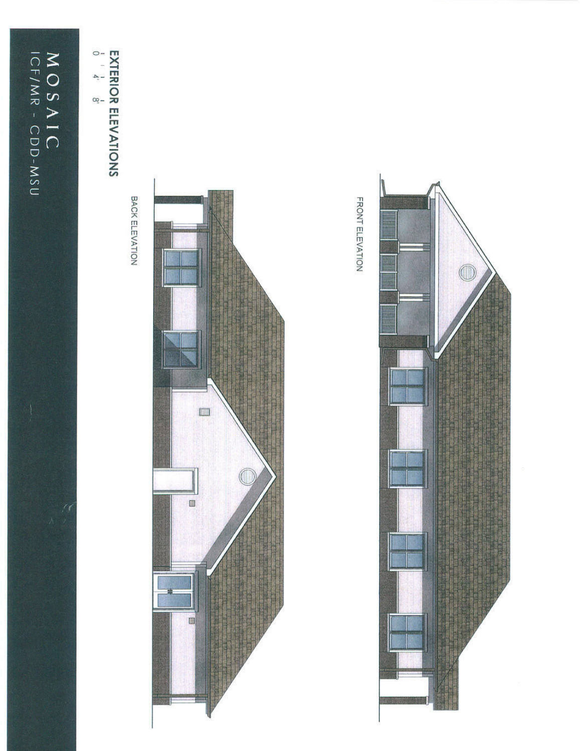FRONT ELEVATION

BACK ELEVATION

**EXTERIOR ELEVATIONS**

0 4' 8'

MOSAIC

ICF/MR - CDD-MSU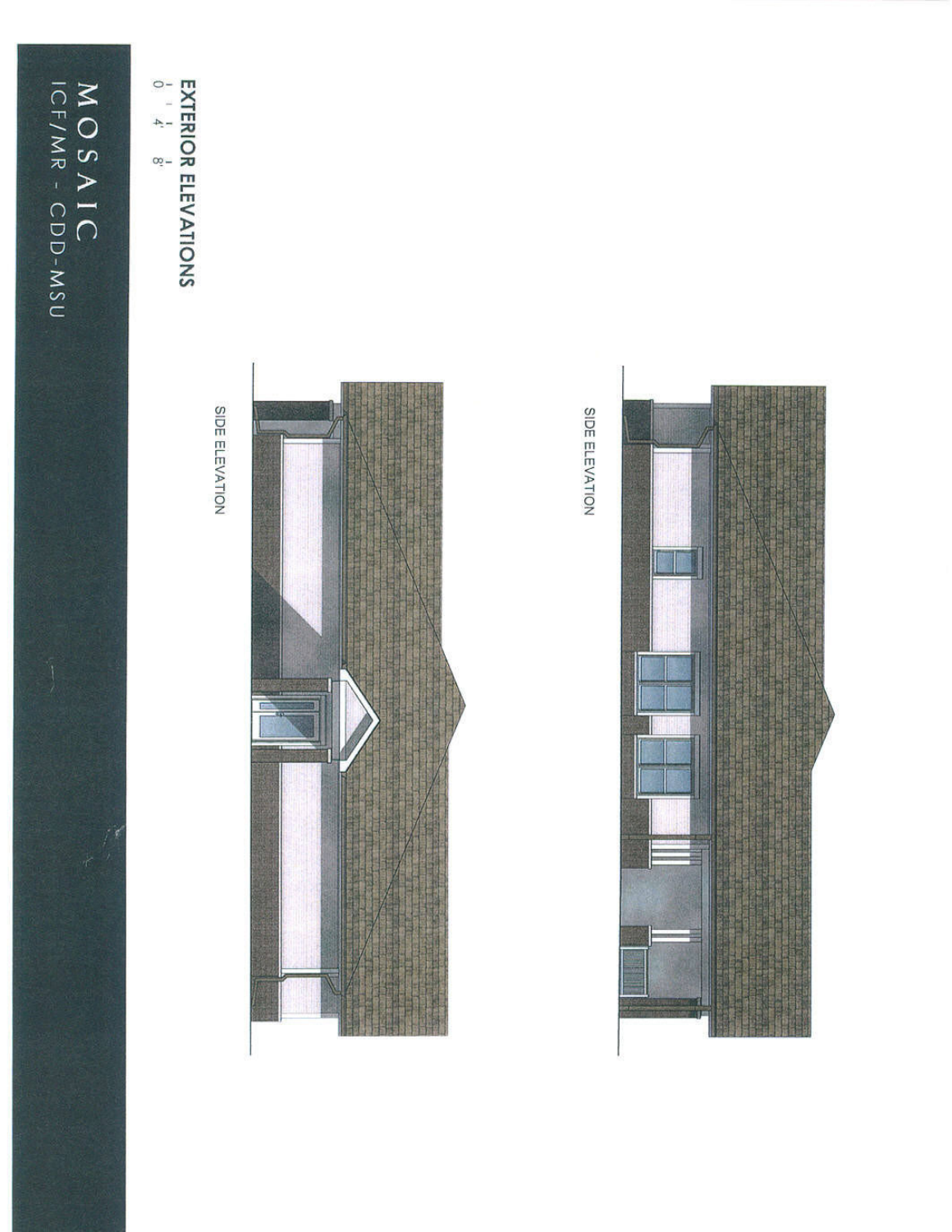# MOSAIC
ICF/MR - CDD-MSU

## EXTERIOR ELEVATIONS

0 4' 8'

SIDE ELEVATION

SIDE ELEVATION